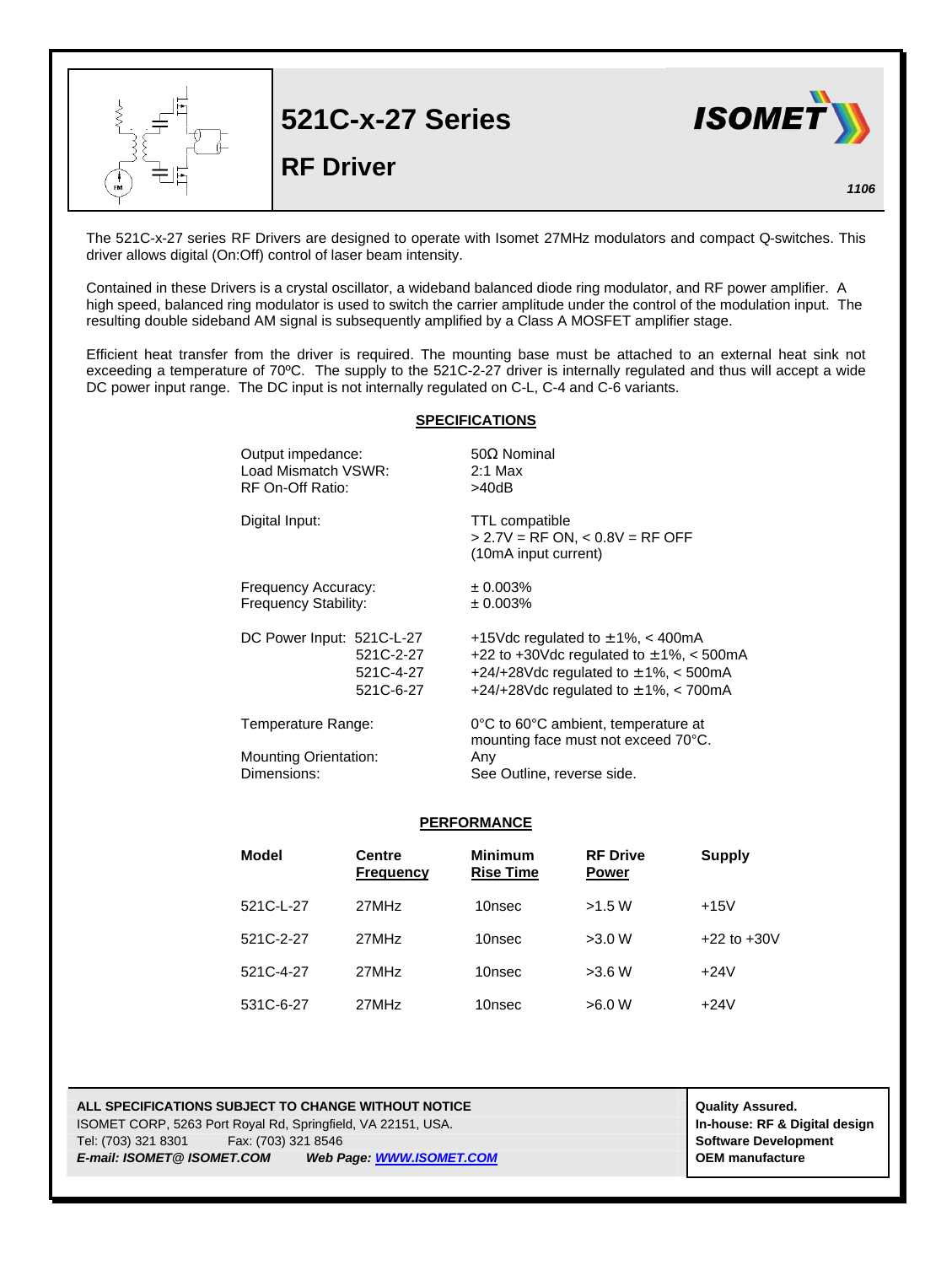# 521C-x-27 Series

## RF Driver

*1106*

The 521C-x-27 series RF Drivers are designed to operate with Isomet 27MHz modulators and compact Q-switches. This driver allows digital (On:Off) control of laser beam intensity.

Contained in these Drivers is a crystal oscillator, a wideband balanced diode ring modulator, and RF power amplifier. A high speed, balanced ring modulator is used to switch the carrier amplitude under the control of the modulation input. The resulting double sideband AM signal is subsequently amplified by a Class A MOSFET amplifier stage.

Efficient heat transfer from the driver is required. The mounting base must be attached to an external heat sink not exceeding a temperature of 70ºC. The supply to the 521C-2-27 driver is internally regulated and thus will accept a wide DC power input range. The DC input is not internally regulated on C-L, C-4 and C-6 variants.

### SPECIFICATIONS

| | |
|---|---|
| Output impedance: | 50Ω Nominal |
| Load Mismatch VSWR: | 2:1 Max |
| RF On-Off Ratio: | >40dB |
| Digital Input: | TTL compatible<br>> 2.7V = RF ON, < 0.8V = RF OFF<br>(10mA input current) |
| Frequency Accuracy: | ± 0.003% |
| Frequency Stability: | ± 0.003% |
| DC Power Input: 521C-L-27 | +15Vdc regulated to ±1%, < 400mA |
| 521C-2-27 | +22 to +30Vdc regulated to ±1%, < 500mA |
| 521C-4-27 | +24/+28Vdc regulated to ±1%, < 500mA |
| 521C-6-27 | +24/+28Vdc regulated to ±1%, < 700mA |
| Temperature Range: | 0°C to 60°C ambient, temperature at mounting face must not exceed 70°C. |
| Mounting Orientation: | Any |
| Dimensions: | See Outline, reverse side. |

### PERFORMANCE

| Model | Centre Frequency | Minimum Rise Time | RF Drive Power | Supply |
|---|---|---|---|---|
| 521C-L-27 | 27MHz | 10nsec | >1.5 W | +15V |
| 521C-2-27 | 27MHz | 10nsec | >3.0 W | +22 to +30V |
| 521C-4-27 | 27MHz | 10nsec | >3.6 W | +24V |
| 531C-6-27 | 27MHz | 10nsec | >6.0 W | +24V |

**ALL SPECIFICATIONS SUBJECT TO CHANGE WITHOUT NOTICE**
ISOMET CORP, 5263 Port Royal Rd, Springfield, VA 22151, USA.
Tel: (703) 321 8301 Fax: (703) 321 8546
***E-mail: ISOMET@ ISOMET.COM*** ***Web Page: WWW.ISOMET.COM***

**Quality Assured.**
**In-house: RF & Digital design**
**Software Development**
**OEM manufacture**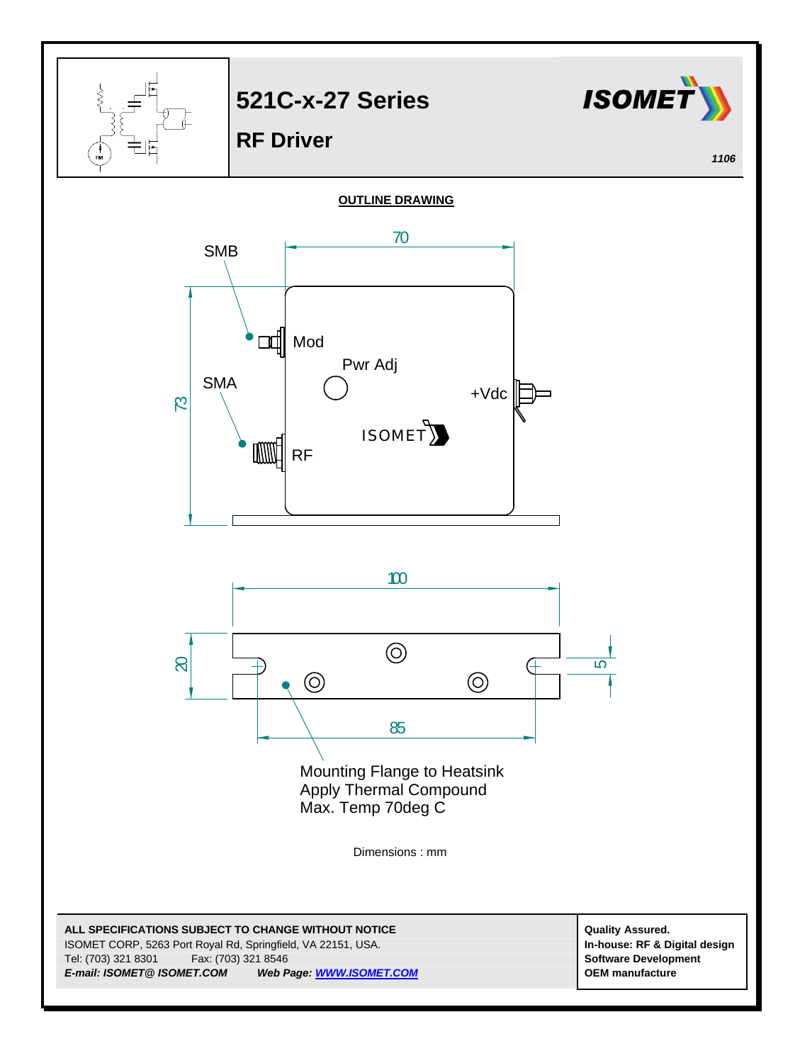# 521C-x-27 Series

## RF Driver

ISOMET

1106

**OUTLINE DRAWING**

70

SMB

Mod

Pwr Adj

SMA

+Vdc

73

ISOMET

RF

100

20

5

85

Mounting Flange to Heatsink
Apply Thermal Compound
Max. Temp 70deg C

Dimensions : mm

**ALL SPECIFICATIONS SUBJECT TO CHANGE WITHOUT NOTICE**
ISOMET CORP, 5263 Port Royal Rd, Springfield, VA 22151, USA.
Tel: (703) 321 8301 Fax: (703) 321 8546
***E-mail: ISOMET@ ISOMET.COM*** ***Web Page: WWW.ISOMET.COM***

**Quality Assured.**
**In-house: RF & Digital design**
**Software Development**
**OEM manufacture**